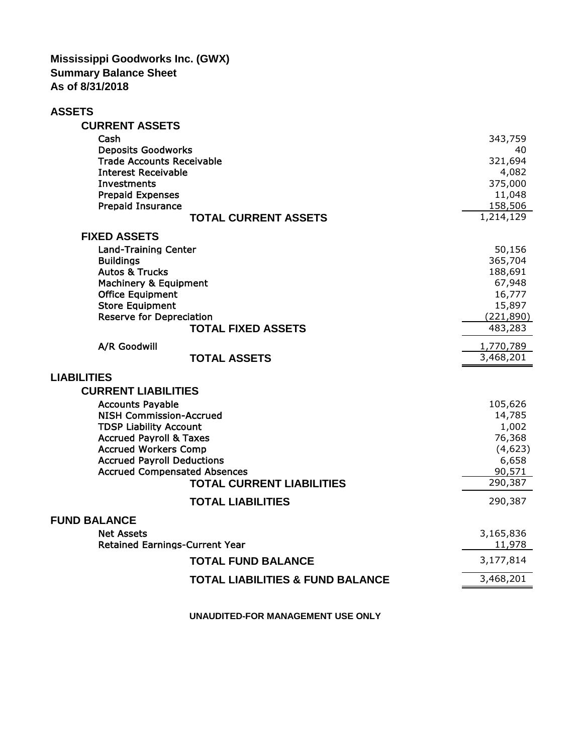# Mississippi Goodworks Inc. (GWX)
## Summary Balance Sheet
### As of 8/31/2018

| | |
|---|---:|
| **ASSETS** | |
| **CURRENT ASSETS** | |
| Cash | 343,759 |
| Deposits Goodworks | 40 |
| Trade Accounts Receivable | 321,694 |
| Interest Receivable | 4,082 |
| Investments | 375,000 |
| Prepaid Expenses | 11,048 |
| Prepaid Insurance | 158,506 |
| **TOTAL CURRENT ASSETS** | 1,214,129 |
| **FIXED ASSETS** | |
| Land-Training Center | 50,156 |
| Buildings | 365,704 |
| Autos & Trucks | 188,691 |
| Machinery & Equipment | 67,948 |
| Office Equipment | 16,777 |
| Store Equipment | 15,897 |
| Reserve for Depreciation | (221,890) |
| **TOTAL FIXED ASSETS** | 483,283 |
| A/R Goodwill | 1,770,789 |
| **TOTAL ASSETS** | 3,468,201 |
| **LIABILITIES** | |
| **CURRENT LIABILITIES** | |
| Accounts Payable | 105,626 |
| NISH Commission-Accrued | 14,785 |
| TDSP Liability Account | 1,002 |
| Accrued Payroll & Taxes | 76,368 |
| Accrued Workers Comp | (4,623) |
| Accrued Payroll Deductions | 6,658 |
| Accrued Compensated Absences | 90,571 |
| **TOTAL CURRENT LIABILITIES** | 290,387 |
| **TOTAL LIABILITIES** | 290,387 |
| **FUND BALANCE** | |
| Net Assets | 3,165,836 |
| Retained Earnings-Current Year | 11,978 |
| **TOTAL FUND BALANCE** | 3,177,814 |
| **TOTAL LIABILITIES & FUND BALANCE** | 3,468,201 |

**UNAUDITED-FOR MANAGEMENT USE ONLY**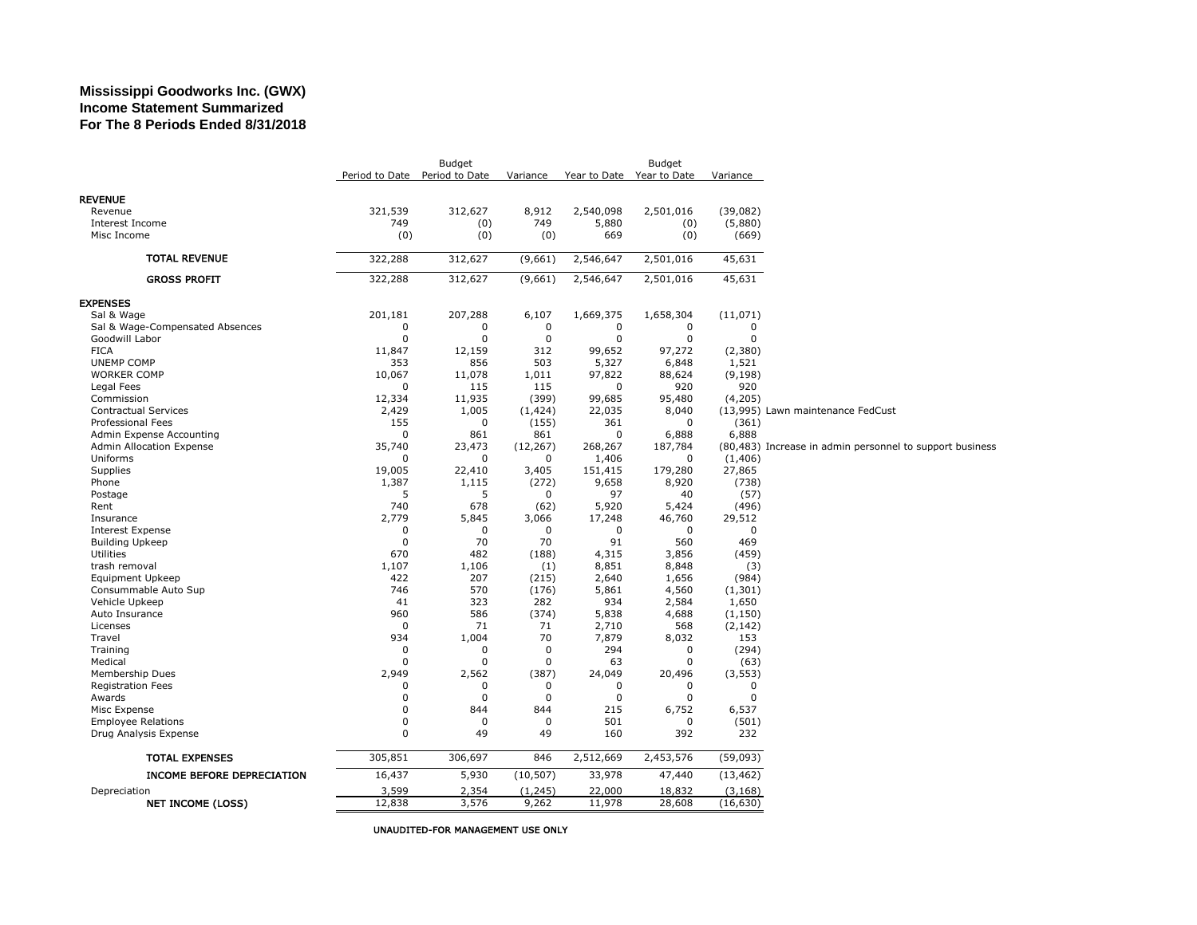**Mississippi Goodworks Inc. (GWX)**
**Income Statement Summarized**
**For The 8 Periods Ended 8/31/2018**

| | Period to Date | Budget Period to Date | Variance | Year to Date | Budget Year to Date | Variance | |
|---|---|---|---|---|---|---|---|
| **REVENUE** | | | | | | | |
| Revenue | 321,539 | 312,627 | 8,912 | 2,540,098 | 2,501,016 | (39,082) | |
| Interest Income | 749 | (0) | 749 | 5,880 | (0) | (5,880) | |
| Misc Income | (0) | (0) | (0) | 669 | (0) | (669) | |
| **TOTAL REVENUE** | 322,288 | 312,627 | (9,661) | 2,546,647 | 2,501,016 | 45,631 | |
| **GROSS PROFIT** | 322,288 | 312,627 | (9,661) | 2,546,647 | 2,501,016 | 45,631 | |
| **EXPENSES** | | | | | | | |
| Sal & Wage | 201,181 | 207,288 | 6,107 | 1,669,375 | 1,658,304 | (11,071) | |
| Sal & Wage-Compensated Absences | 0 | 0 | 0 | 0 | 0 | 0 | |
| Goodwill Labor | 0 | 0 | 0 | 0 | 0 | 0 | |
| FICA | 11,847 | 12,159 | 312 | 99,652 | 97,272 | (2,380) | |
| UNEMP COMP | 353 | 856 | 503 | 5,327 | 6,848 | 1,521 | |
| WORKER COMP | 10,067 | 11,078 | 1,011 | 97,822 | 88,624 | (9,198) | |
| Legal Fees | 0 | 115 | 115 | 0 | 920 | 920 | |
| Commission | 12,334 | 11,935 | (399) | 99,685 | 95,480 | (4,205) | |
| Contractual Services | 2,429 | 1,005 | (1,424) | 22,035 | 8,040 | (13,995) | Lawn maintenance FedCust |
| Professional Fees | 155 | 0 | (155) | 361 | 0 | (361) | |
| Admin Expense Accounting | 0 | 861 | 861 | 0 | 6,888 | 6,888 | |
| Admin Allocation Expense | 35,740 | 23,473 | (12,267) | 268,267 | 187,784 | (80,483) | Increase in admin personnel to support business |
| Uniforms | 0 | 0 | 0 | 1,406 | 0 | (1,406) | |
| Supplies | 19,005 | 22,410 | 3,405 | 151,415 | 179,280 | 27,865 | |
| Phone | 1,387 | 1,115 | (272) | 9,658 | 8,920 | (738) | |
| Postage | 5 | 5 | 0 | 97 | 40 | (57) | |
| Rent | 740 | 678 | (62) | 5,920 | 5,424 | (496) | |
| Insurance | 2,779 | 5,845 | 3,066 | 17,248 | 46,760 | 29,512 | |
| Interest Expense | 0 | 0 | 0 | 0 | 0 | 0 | |
| Building Upkeep | 0 | 70 | 70 | 91 | 560 | 469 | |
| Utilities | 670 | 482 | (188) | 4,315 | 3,856 | (459) | |
| trash removal | 1,107 | 1,106 | (1) | 8,851 | 8,848 | (3) | |
| Equipment Upkeep | 422 | 207 | (215) | 2,640 | 1,656 | (984) | |
| Consummable Auto Sup | 746 | 570 | (176) | 5,861 | 4,560 | (1,301) | |
| Vehicle Upkeep | 41 | 323 | 282 | 934 | 2,584 | 1,650 | |
| Auto Insurance | 960 | 586 | (374) | 5,838 | 4,688 | (1,150) | |
| Licenses | 0 | 71 | 71 | 2,710 | 568 | (2,142) | |
| Travel | 934 | 1,004 | 70 | 7,879 | 8,032 | 153 | |
| Training | 0 | 0 | 0 | 294 | 0 | (294) | |
| Medical | 0 | 0 | 0 | 63 | 0 | (63) | |
| Membership Dues | 2,949 | 2,562 | (387) | 24,049 | 20,496 | (3,553) | |
| Registration Fees | 0 | 0 | 0 | 0 | 0 | 0 | |
| Awards | 0 | 0 | 0 | 0 | 0 | 0 | |
| Misc Expense | 0 | 844 | 844 | 215 | 6,752 | 6,537 | |
| Employee Relations | 0 | 0 | 0 | 501 | 0 | (501) | |
| Drug Analysis Expense | 0 | 49 | 49 | 160 | 392 | 232 | |
| **TOTAL EXPENSES** | 305,851 | 306,697 | 846 | 2,512,669 | 2,453,576 | (59,093) | |
| **INCOME BEFORE DEPRECIATION** | 16,437 | 5,930 | (10,507) | 33,978 | 47,440 | (13,462) | |
| Depreciation | 3,599 | 2,354 | (1,245) | 22,000 | 18,832 | (3,168) | |
| **NET INCOME (LOSS)** | 12,838 | 3,576 | 9,262 | 11,978 | 28,608 | (16,630) | |

UNAUDITED-FOR MANAGEMENT USE ONLY